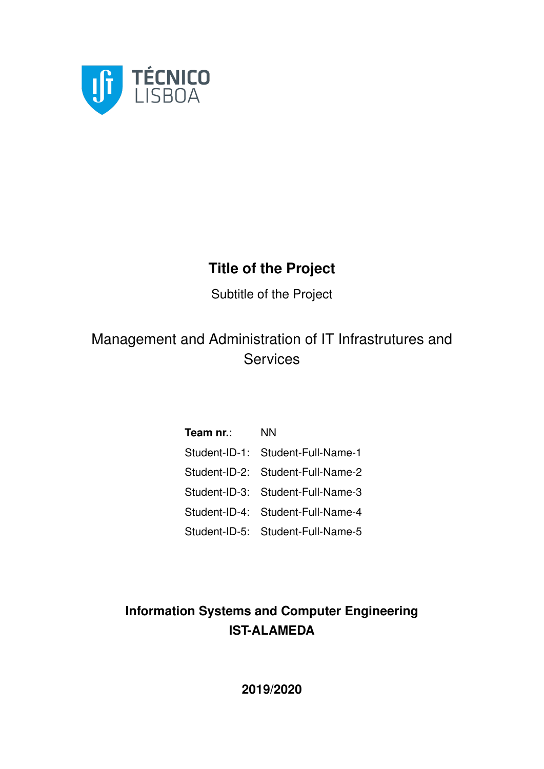TÉCNICO LISBOA

# Title of the Project

Subtitle of the Project

Management and Administration of IT Infrastrutures and Services

| | |
|---|---|
| **Team nr.**: | NN |
| Student-ID-1: | Student-Full-Name-1 |
| Student-ID-2: | Student-Full-Name-2 |
| Student-ID-3: | Student-Full-Name-3 |
| Student-ID-4: | Student-Full-Name-4 |
| Student-ID-5: | Student-Full-Name-5 |

**Information Systems and Computer Engineering**
**IST-ALAMEDA**

**2019/2020**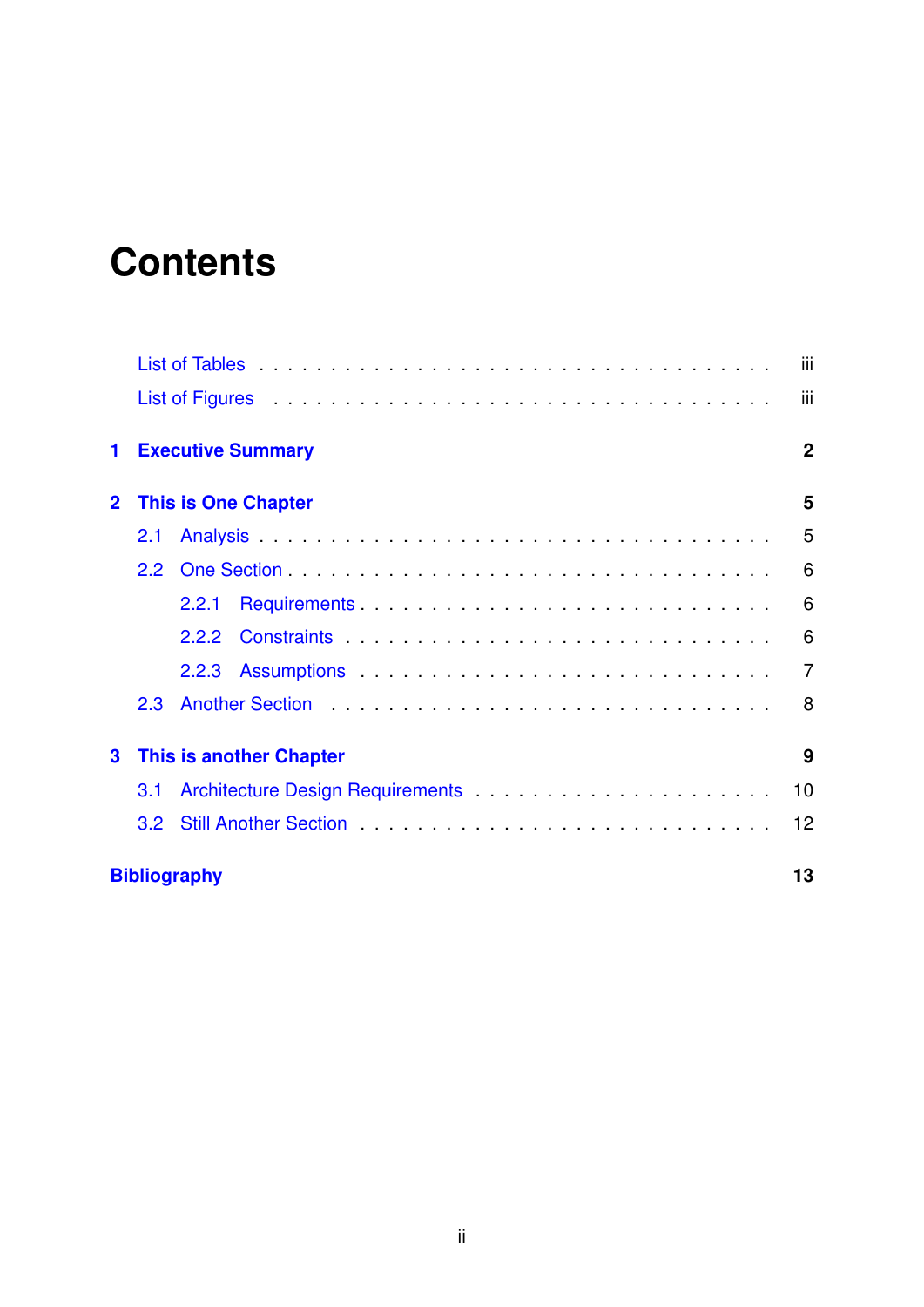# Contents

List of Tables . . . . . . . . . . . . . . . . . . . . . . . . . . . . . . iii

List of Figures . . . . . . . . . . . . . . . . . . . . . . . . . . . . . . iii

**1 Executive Summary** **2**

**2 This is One Chapter** **5**

- 2.1 Analysis . . . . . . . . . . . . . . . . . . . . . . . . . . . . . . 5
- 2.2 One Section . . . . . . . . . . . . . . . . . . . . . . . . . . . . 6
  - 2.2.1 Requirements . . . . . . . . . . . . . . . . . . . . . . . . 6
  - 2.2.2 Constraints . . . . . . . . . . . . . . . . . . . . . . . . . 6
  - 2.2.3 Assumptions . . . . . . . . . . . . . . . . . . . . . . . . 7
- 2.3 Another Section . . . . . . . . . . . . . . . . . . . . . . . . . . 8

**3 This is another Chapter** **9**

- 3.1 Architecture Design Requirements . . . . . . . . . . . . . . . . . . 10
- 3.2 Still Another Section . . . . . . . . . . . . . . . . . . . . . . . . 12

**Bibliography** **13**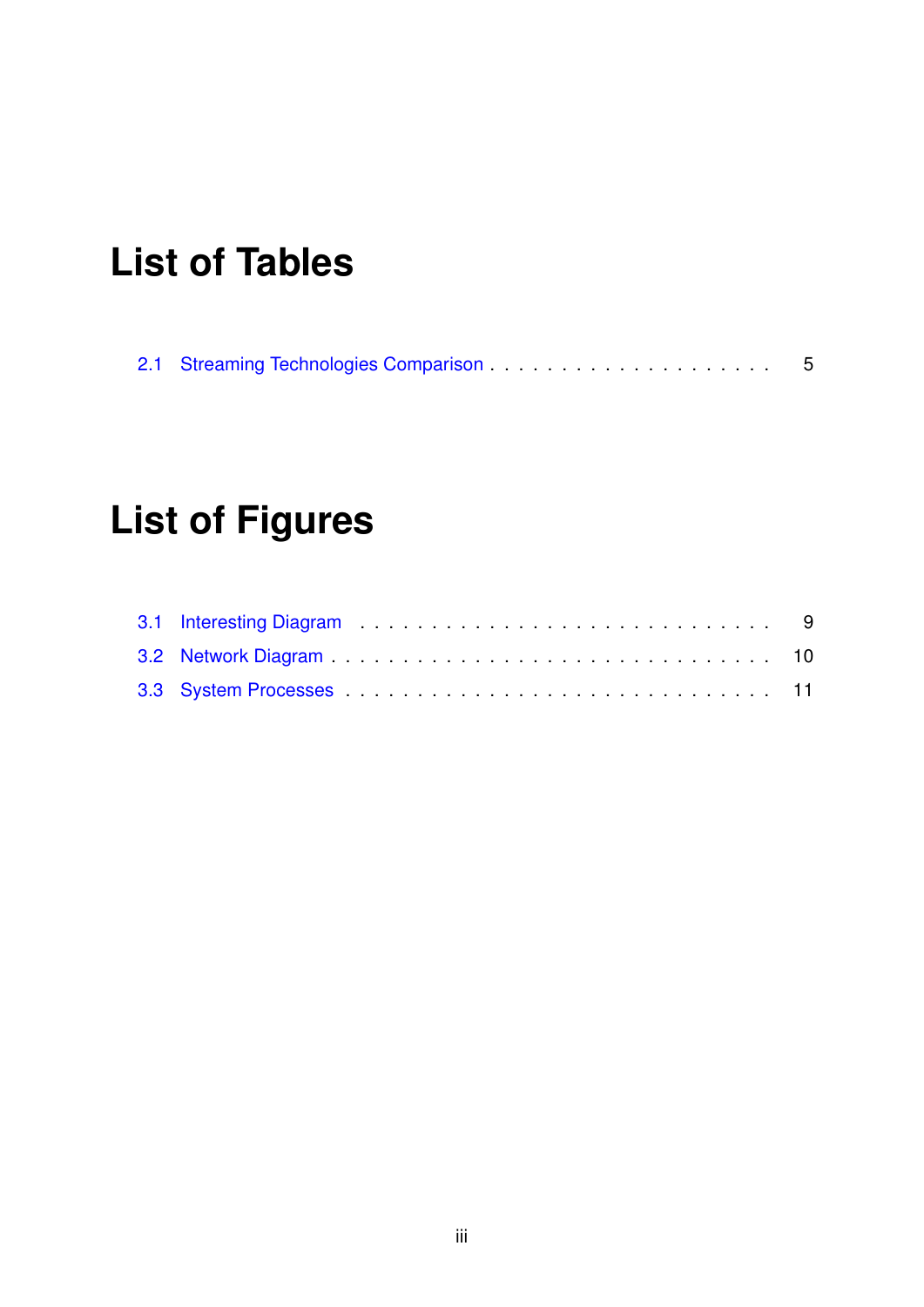# List of Tables

2.1 Streaming Technologies Comparison . . . . . . . . . . . . . . . . . . . . 5

# List of Figures

3.1 Interesting Diagram . . . . . . . . . . . . . . . . . . . . . . . . . . . 9

3.2 Network Diagram . . . . . . . . . . . . . . . . . . . . . . . . . . . . . 10

3.3 System Processes . . . . . . . . . . . . . . . . . . . . . . . . . . . . 11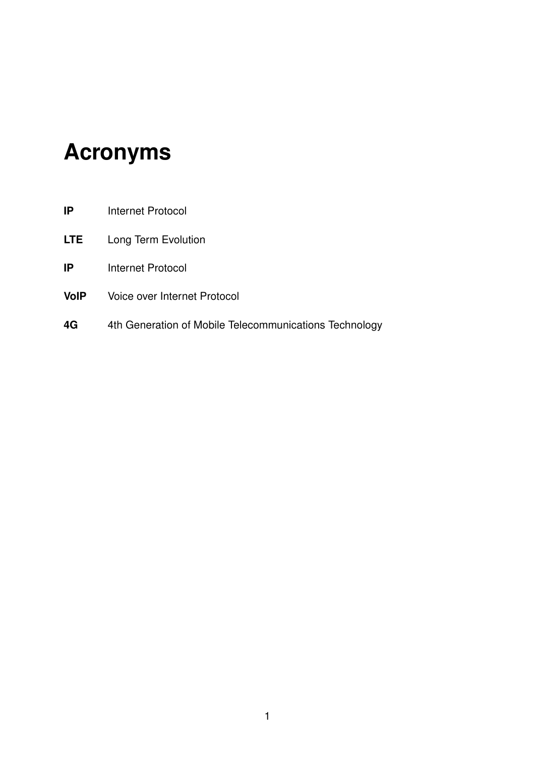# Acronyms

**IP** Internet Protocol

**LTE** Long Term Evolution

**IP** Internet Protocol

**VoIP** Voice over Internet Protocol

**4G** 4th Generation of Mobile Telecommunications Technology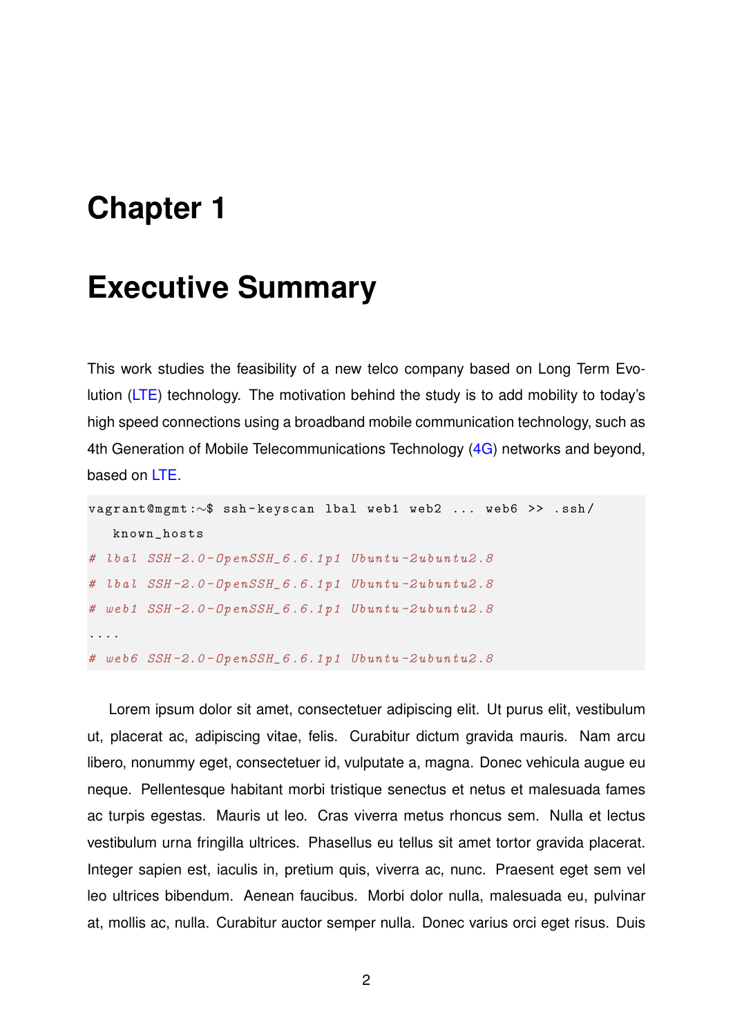# Chapter 1

# Executive Summary

This work studies the feasibility of a new telco company based on Long Term Evolution (LTE) technology. The motivation behind the study is to add mobility to today's high speed connections using a broadband mobile communication technology, such as 4th Generation of Mobile Telecommunications Technology (4G) networks and beyond, based on LTE.

```
vagrant@mgmt:~$ ssh-keyscan lbal web1 web2 ... web6 >> .ssh/
   known_hosts
# lbal SSH-2.0-OpenSSH_6.6.1p1 Ubuntu-2ubuntu2.8
# lbal SSH-2.0-OpenSSH_6.6.1p1 Ubuntu-2ubuntu2.8
# web1 SSH-2.0-OpenSSH_6.6.1p1 Ubuntu-2ubuntu2.8
....
# web6 SSH-2.0-OpenSSH_6.6.1p1 Ubuntu-2ubuntu2.8
```

Lorem ipsum dolor sit amet, consectetuer adipiscing elit. Ut purus elit, vestibulum ut, placerat ac, adipiscing vitae, felis. Curabitur dictum gravida mauris. Nam arcu libero, nonummy eget, consectetuer id, vulputate a, magna. Donec vehicula augue eu neque. Pellentesque habitant morbi tristique senectus et netus et malesuada fames ac turpis egestas. Mauris ut leo. Cras viverra metus rhoncus sem. Nulla et lectus vestibulum urna fringilla ultrices. Phasellus eu tellus sit amet tortor gravida placerat. Integer sapien est, iaculis in, pretium quis, viverra ac, nunc. Praesent eget sem vel leo ultrices bibendum. Aenean faucibus. Morbi dolor nulla, malesuada eu, pulvinar at, mollis ac, nulla. Curabitur auctor semper nulla. Donec varius orci eget risus. Duis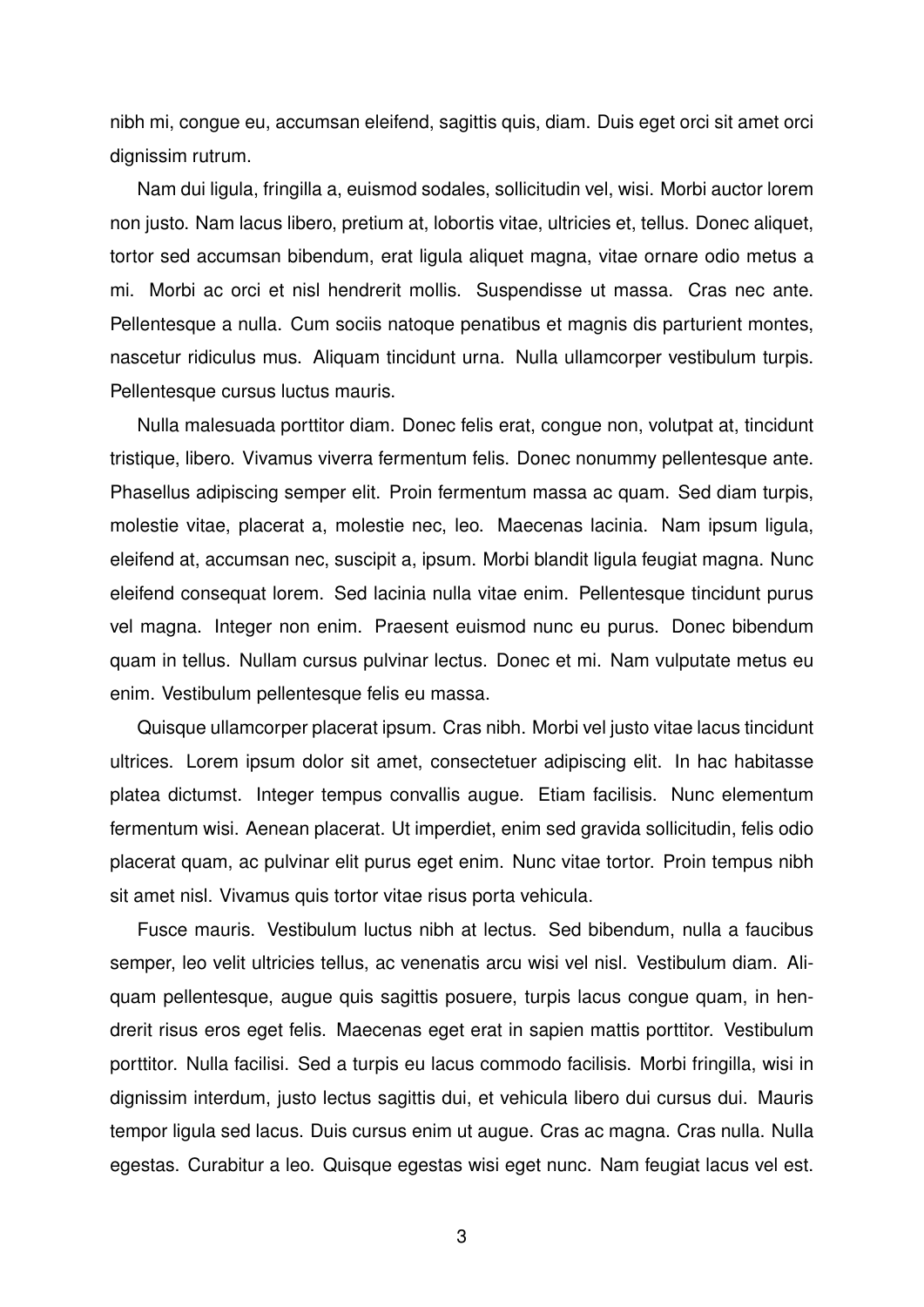nibh mi, congue eu, accumsan eleifend, sagittis quis, diam. Duis eget orci sit amet orci dignissim rutrum.

Nam dui ligula, fringilla a, euismod sodales, sollicitudin vel, wisi. Morbi auctor lorem non justo. Nam lacus libero, pretium at, lobortis vitae, ultricies et, tellus. Donec aliquet, tortor sed accumsan bibendum, erat ligula aliquet magna, vitae ornare odio metus a mi. Morbi ac orci et nisl hendrerit mollis. Suspendisse ut massa. Cras nec ante. Pellentesque a nulla. Cum sociis natoque penatibus et magnis dis parturient montes, nascetur ridiculus mus. Aliquam tincidunt urna. Nulla ullamcorper vestibulum turpis. Pellentesque cursus luctus mauris.

Nulla malesuada porttitor diam. Donec felis erat, congue non, volutpat at, tincidunt tristique, libero. Vivamus viverra fermentum felis. Donec nonummy pellentesque ante. Phasellus adipiscing semper elit. Proin fermentum massa ac quam. Sed diam turpis, molestie vitae, placerat a, molestie nec, leo. Maecenas lacinia. Nam ipsum ligula, eleifend at, accumsan nec, suscipit a, ipsum. Morbi blandit ligula feugiat magna. Nunc eleifend consequat lorem. Sed lacinia nulla vitae enim. Pellentesque tincidunt purus vel magna. Integer non enim. Praesent euismod nunc eu purus. Donec bibendum quam in tellus. Nullam cursus pulvinar lectus. Donec et mi. Nam vulputate metus eu enim. Vestibulum pellentesque felis eu massa.

Quisque ullamcorper placerat ipsum. Cras nibh. Morbi vel justo vitae lacus tincidunt ultrices. Lorem ipsum dolor sit amet, consectetuer adipiscing elit. In hac habitasse platea dictumst. Integer tempus convallis augue. Etiam facilisis. Nunc elementum fermentum wisi. Aenean placerat. Ut imperdiet, enim sed gravida sollicitudin, felis odio placerat quam, ac pulvinar elit purus eget enim. Nunc vitae tortor. Proin tempus nibh sit amet nisl. Vivamus quis tortor vitae risus porta vehicula.

Fusce mauris. Vestibulum luctus nibh at lectus. Sed bibendum, nulla a faucibus semper, leo velit ultricies tellus, ac venenatis arcu wisi vel nisl. Vestibulum diam. Aliquam pellentesque, augue quis sagittis posuere, turpis lacus congue quam, in hendrerit risus eros eget felis. Maecenas eget erat in sapien mattis porttitor. Vestibulum porttitor. Nulla facilisi. Sed a turpis eu lacus commodo facilisis. Morbi fringilla, wisi in dignissim interdum, justo lectus sagittis dui, et vehicula libero dui cursus dui. Mauris tempor ligula sed lacus. Duis cursus enim ut augue. Cras ac magna. Cras nulla. Nulla egestas. Curabitur a leo. Quisque egestas wisi eget nunc. Nam feugiat lacus vel est.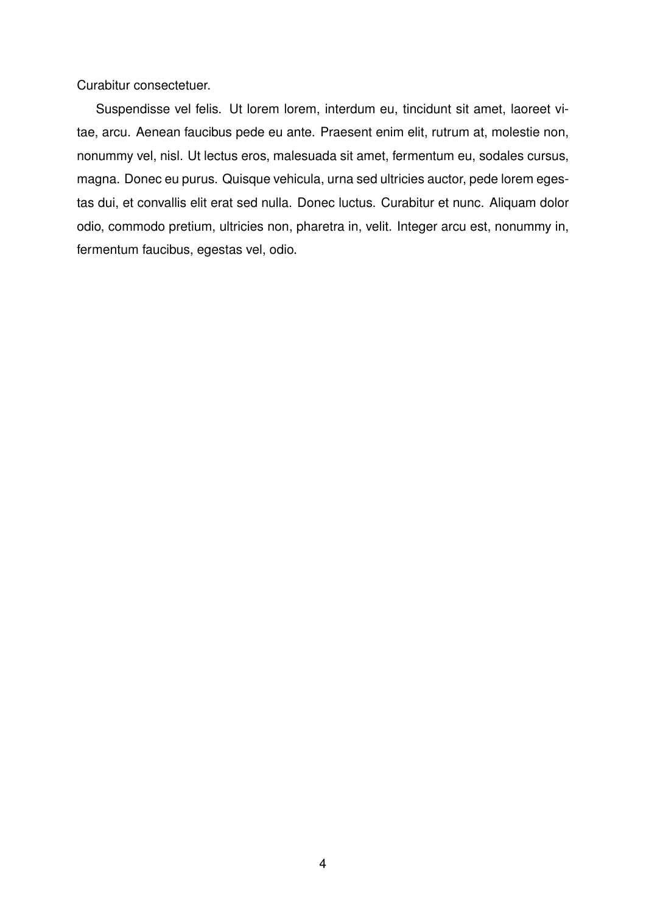Curabitur consectetuer.

Suspendisse vel felis. Ut lorem lorem, interdum eu, tincidunt sit amet, laoreet vitae, arcu. Aenean faucibus pede eu ante. Praesent enim elit, rutrum at, molestie non, nonummy vel, nisl. Ut lectus eros, malesuada sit amet, fermentum eu, sodales cursus, magna. Donec eu purus. Quisque vehicula, urna sed ultricies auctor, pede lorem egestas dui, et convallis elit erat sed nulla. Donec luctus. Curabitur et nunc. Aliquam dolor odio, commodo pretium, ultricies non, pharetra in, velit. Integer arcu est, nonummy in, fermentum faucibus, egestas vel, odio.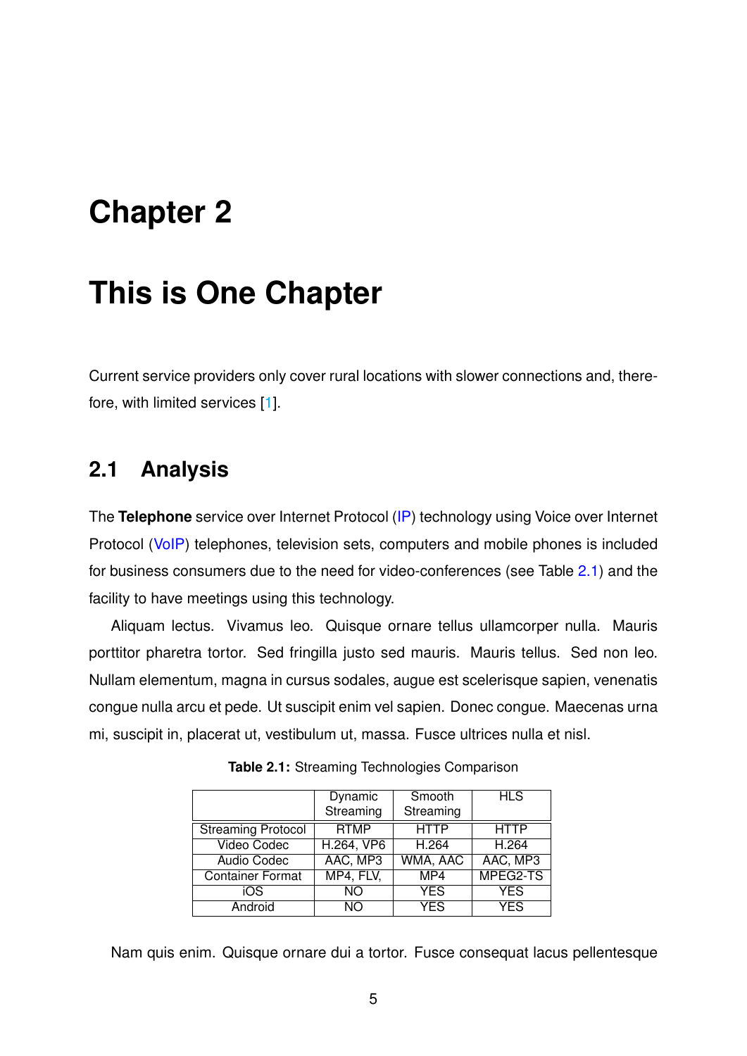# Chapter 2

# This is One Chapter

Current service providers only cover rural locations with slower connections and, therefore, with limited services [1].

## 2.1 Analysis

The **Telephone** service over Internet Protocol (IP) technology using Voice over Internet Protocol (VoIP) telephones, television sets, computers and mobile phones is included for business consumers due to the need for video-conferences (see Table 2.1) and the facility to have meetings using this technology.

Aliquam lectus. Vivamus leo. Quisque ornare tellus ullamcorper nulla. Mauris porttitor pharetra tortor. Sed fringilla justo sed mauris. Mauris tellus. Sed non leo. Nullam elementum, magna in cursus sodales, augue est scelerisque sapien, venenatis congue nulla arcu et pede. Ut suscipit enim vel sapien. Donec congue. Maecenas urna mi, suscipit in, placerat ut, vestibulum ut, massa. Fusce ultrices nulla et nisl.

**Table 2.1:** Streaming Technologies Comparison

| | Dynamic Streaming | Smooth Streaming | HLS |
|---|---|---|---|
| Streaming Protocol | RTMP | HTTP | HTTP |
| Video Codec | H.264, VP6 | H.264 | H.264 |
| Audio Codec | AAC, MP3 | WMA, AAC | AAC, MP3 |
| Container Format | MP4, FLV, | MP4 | MPEG2-TS |
| iOS | NO | YES | YES |
| Android | NO | YES | YES |

Nam quis enim. Quisque ornare dui a tortor. Fusce consequat lacus pellentesque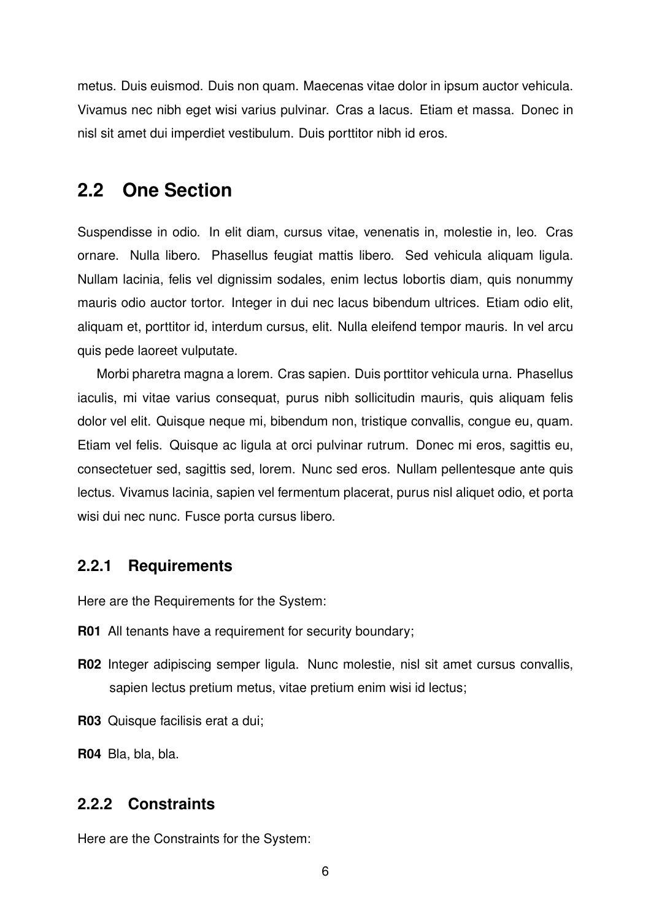metus. Duis euismod. Duis non quam. Maecenas vitae dolor in ipsum auctor vehicula. Vivamus nec nibh eget wisi varius pulvinar. Cras a lacus. Etiam et massa. Donec in nisl sit amet dui imperdiet vestibulum. Duis porttitor nibh id eros.

## 2.2 One Section

Suspendisse in odio. In elit diam, cursus vitae, venenatis in, molestie in, leo. Cras ornare. Nulla libero. Phasellus feugiat mattis libero. Sed vehicula aliquam ligula. Nullam lacinia, felis vel dignissim sodales, enim lectus lobortis diam, quis nonummy mauris odio auctor tortor. Integer in dui nec lacus bibendum ultrices. Etiam odio elit, aliquam et, porttitor id, interdum cursus, elit. Nulla eleifend tempor mauris. In vel arcu quis pede laoreet vulputate.

Morbi pharetra magna a lorem. Cras sapien. Duis porttitor vehicula urna. Phasellus iaculis, mi vitae varius consequat, purus nibh sollicitudin mauris, quis aliquam felis dolor vel elit. Quisque neque mi, bibendum non, tristique convallis, congue eu, quam. Etiam vel felis. Quisque ac ligula at orci pulvinar rutrum. Donec mi eros, sagittis eu, consectetuer sed, sagittis sed, lorem. Nunc sed eros. Nullam pellentesque ante quis lectus. Vivamus lacinia, sapien vel fermentum placerat, purus nisl aliquet odio, et porta wisi dui nec nunc. Fusce porta cursus libero.

### 2.2.1 Requirements

Here are the Requirements for the System:

**R01** All tenants have a requirement for security boundary;

**R02** Integer adipiscing semper ligula. Nunc molestie, nisl sit amet cursus convallis, sapien lectus pretium metus, vitae pretium enim wisi id lectus;

**R03** Quisque facilisis erat a dui;

**R04** Bla, bla, bla.

### 2.2.2 Constraints

Here are the Constraints for the System: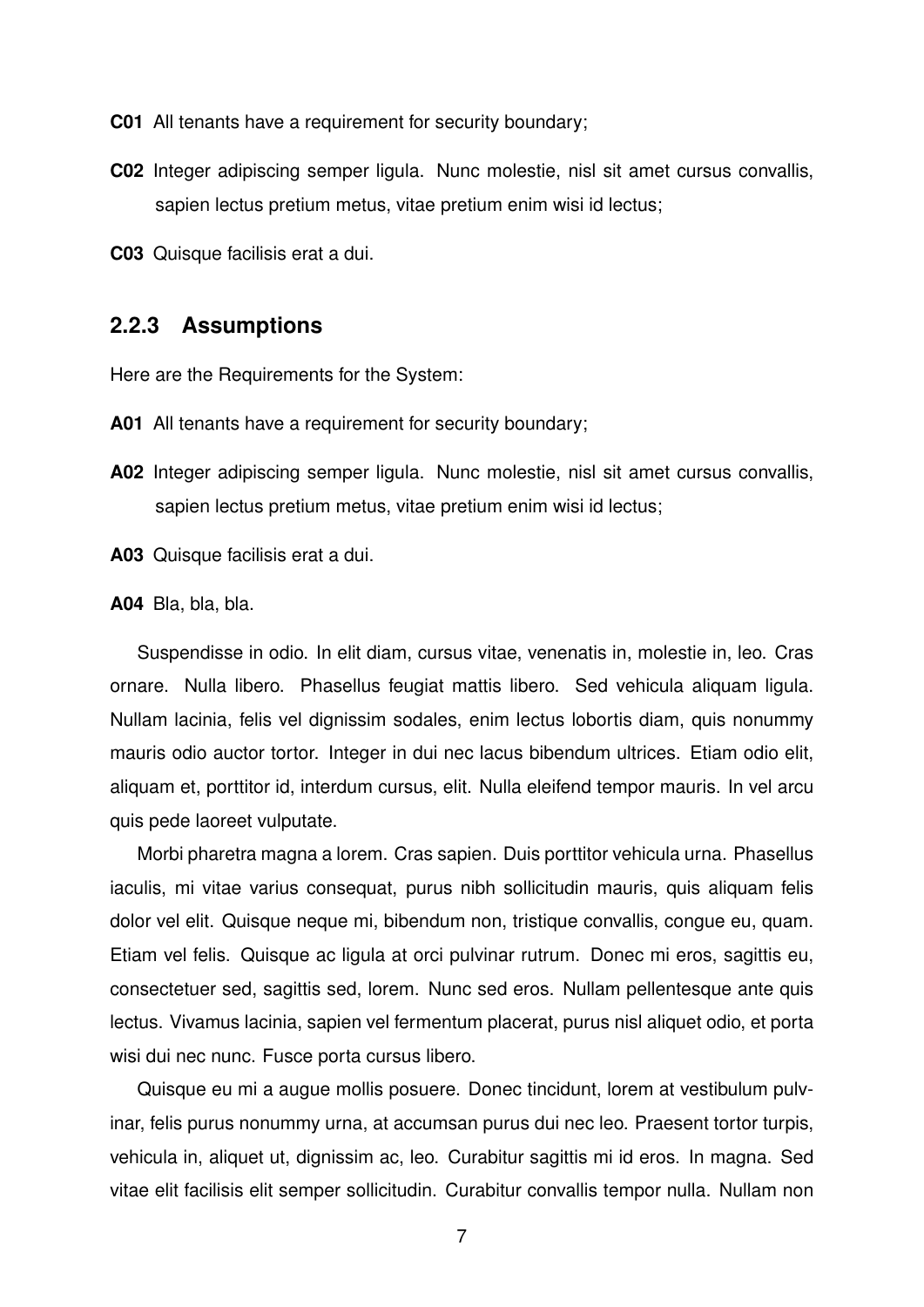**C01** All tenants have a requirement for security boundary;

**C02** Integer adipiscing semper ligula. Nunc molestie, nisl sit amet cursus convallis, sapien lectus pretium metus, vitae pretium enim wisi id lectus;

**C03** Quisque facilisis erat a dui.

### 2.2.3 Assumptions

Here are the Requirements for the System:

**A01** All tenants have a requirement for security boundary;

**A02** Integer adipiscing semper ligula. Nunc molestie, nisl sit amet cursus convallis, sapien lectus pretium metus, vitae pretium enim wisi id lectus;

**A03** Quisque facilisis erat a dui.

**A04** Bla, bla, bla.

Suspendisse in odio. In elit diam, cursus vitae, venenatis in, molestie in, leo. Cras ornare. Nulla libero. Phasellus feugiat mattis libero. Sed vehicula aliquam ligula. Nullam lacinia, felis vel dignissim sodales, enim lectus lobortis diam, quis nonummy mauris odio auctor tortor. Integer in dui nec lacus bibendum ultrices. Etiam odio elit, aliquam et, porttitor id, interdum cursus, elit. Nulla eleifend tempor mauris. In vel arcu quis pede laoreet vulputate.

Morbi pharetra magna a lorem. Cras sapien. Duis porttitor vehicula urna. Phasellus iaculis, mi vitae varius consequat, purus nibh sollicitudin mauris, quis aliquam felis dolor vel elit. Quisque neque mi, bibendum non, tristique convallis, congue eu, quam. Etiam vel felis. Quisque ac ligula at orci pulvinar rutrum. Donec mi eros, sagittis eu, consectetuer sed, sagittis sed, lorem. Nunc sed eros. Nullam pellentesque ante quis lectus. Vivamus lacinia, sapien vel fermentum placerat, purus nisl aliquet odio, et porta wisi dui nec nunc. Fusce porta cursus libero.

Quisque eu mi a augue mollis posuere. Donec tincidunt, lorem at vestibulum pulvinar, felis purus nonummy urna, at accumsan purus dui nec leo. Praesent tortor turpis, vehicula in, aliquet ut, dignissim ac, leo. Curabitur sagittis mi id eros. In magna. Sed vitae elit facilisis elit semper sollicitudin. Curabitur convallis tempor nulla. Nullam non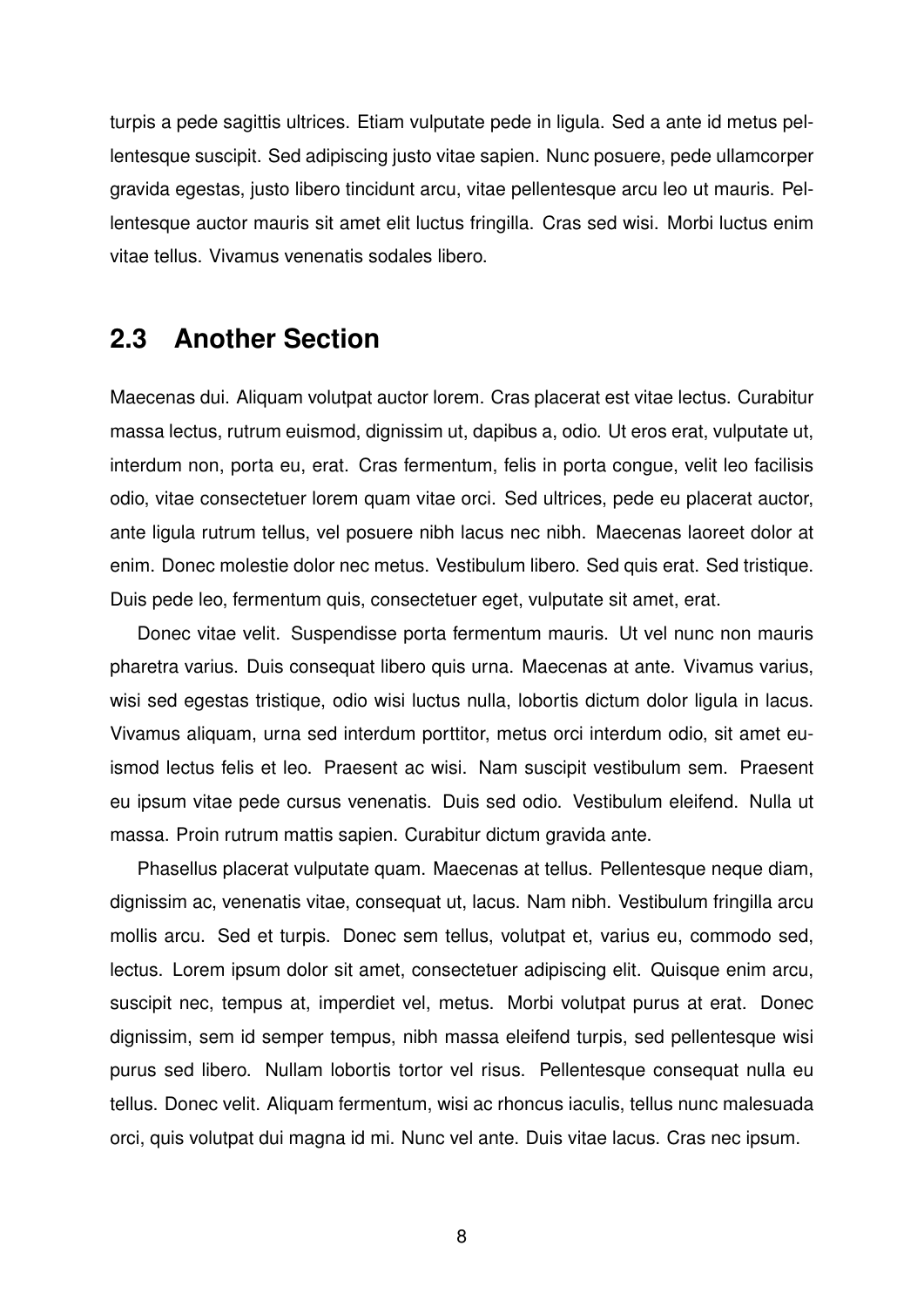turpis a pede sagittis ultrices. Etiam vulputate pede in ligula. Sed a ante id metus pellentesque suscipit. Sed adipiscing justo vitae sapien. Nunc posuere, pede ullamcorper gravida egestas, justo libero tincidunt arcu, vitae pellentesque arcu leo ut mauris. Pellentesque auctor mauris sit amet elit luctus fringilla. Cras sed wisi. Morbi luctus enim vitae tellus. Vivamus venenatis sodales libero.

## 2.3 Another Section

Maecenas dui. Aliquam volutpat auctor lorem. Cras placerat est vitae lectus. Curabitur massa lectus, rutrum euismod, dignissim ut, dapibus a, odio. Ut eros erat, vulputate ut, interdum non, porta eu, erat. Cras fermentum, felis in porta congue, velit leo facilisis odio, vitae consectetuer lorem quam vitae orci. Sed ultrices, pede eu placerat auctor, ante ligula rutrum tellus, vel posuere nibh lacus nec nibh. Maecenas laoreet dolor at enim. Donec molestie dolor nec metus. Vestibulum libero. Sed quis erat. Sed tristique. Duis pede leo, fermentum quis, consectetuer eget, vulputate sit amet, erat.

Donec vitae velit. Suspendisse porta fermentum mauris. Ut vel nunc non mauris pharetra varius. Duis consequat libero quis urna. Maecenas at ante. Vivamus varius, wisi sed egestas tristique, odio wisi luctus nulla, lobortis dictum dolor ligula in lacus. Vivamus aliquam, urna sed interdum porttitor, metus orci interdum odio, sit amet euismod lectus felis et leo. Praesent ac wisi. Nam suscipit vestibulum sem. Praesent eu ipsum vitae pede cursus venenatis. Duis sed odio. Vestibulum eleifend. Nulla ut massa. Proin rutrum mattis sapien. Curabitur dictum gravida ante.

Phasellus placerat vulputate quam. Maecenas at tellus. Pellentesque neque diam, dignissim ac, venenatis vitae, consequat ut, lacus. Nam nibh. Vestibulum fringilla arcu mollis arcu. Sed et turpis. Donec sem tellus, volutpat et, varius eu, commodo sed, lectus. Lorem ipsum dolor sit amet, consectetuer adipiscing elit. Quisque enim arcu, suscipit nec, tempus at, imperdiet vel, metus. Morbi volutpat purus at erat. Donec dignissim, sem id semper tempus, nibh massa eleifend turpis, sed pellentesque wisi purus sed libero. Nullam lobortis tortor vel risus. Pellentesque consequat nulla eu tellus. Donec velit. Aliquam fermentum, wisi ac rhoncus iaculis, tellus nunc malesuada orci, quis volutpat dui magna id mi. Nunc vel ante. Duis vitae lacus. Cras nec ipsum.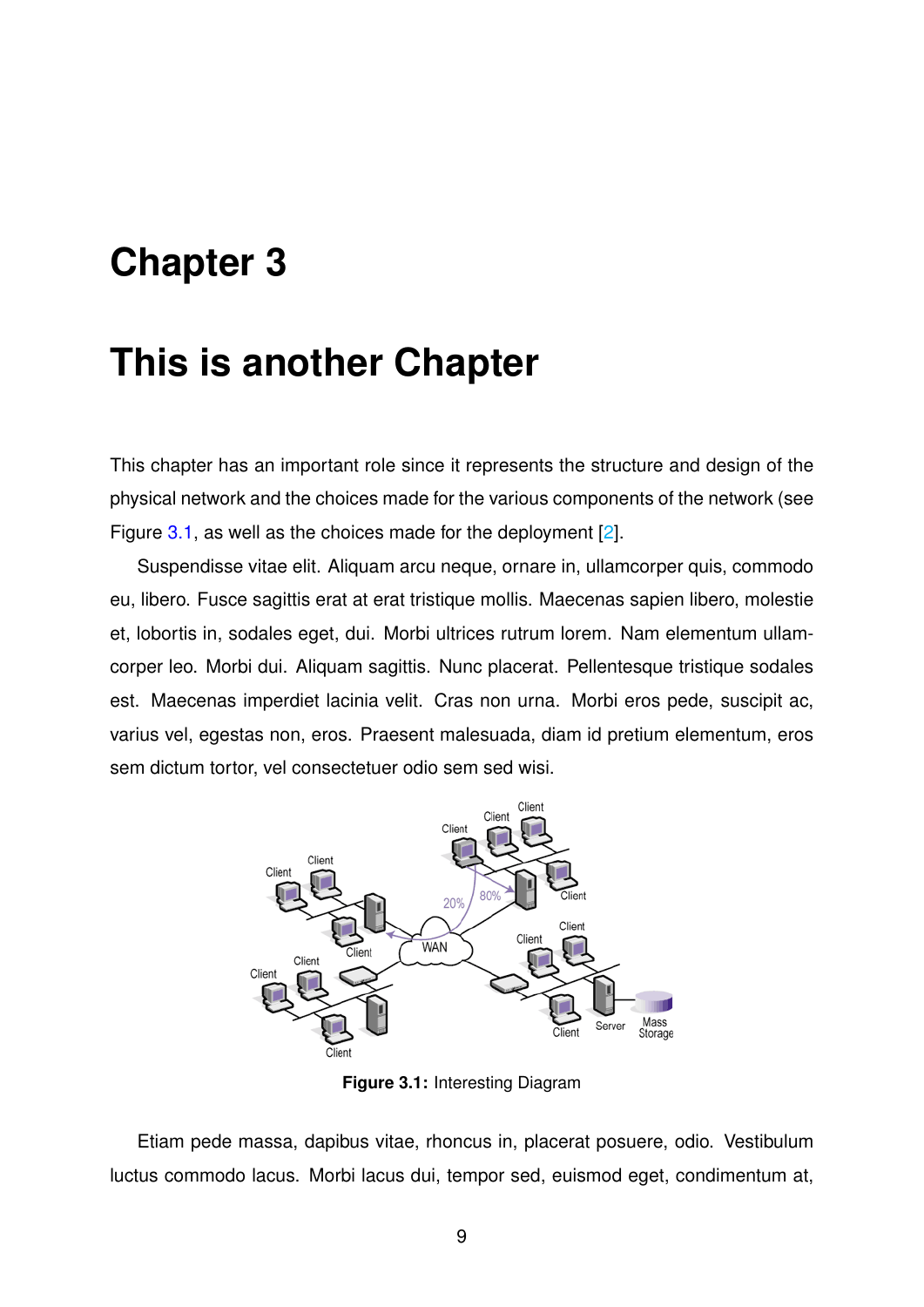# Chapter 3

# This is another Chapter

This chapter has an important role since it represents the structure and design of the physical network and the choices made for the various components of the network (see Figure 3.1, as well as the choices made for the deployment [2].

Suspendisse vitae elit. Aliquam arcu neque, ornare in, ullamcorper quis, commodo eu, libero. Fusce sagittis erat at erat tristique mollis. Maecenas sapien libero, molestie et, lobortis in, sodales eget, dui. Morbi ultrices rutrum lorem. Nam elementum ullamcorper leo. Morbi dui. Aliquam sagittis. Nunc placerat. Pellentesque tristique sodales est. Maecenas imperdiet lacinia velit. Cras non urna. Morbi eros pede, suscipit ac, varius vel, egestas non, eros. Praesent malesuada, diam id pretium elementum, eros sem dictum tortor, vel consectetuer odio sem sed wisi.

**Figure 3.1:** Interesting Diagram

Etiam pede massa, dapibus vitae, rhoncus in, placerat posuere, odio. Vestibulum luctus commodo lacus. Morbi lacus dui, tempor sed, euismod eget, condimentum at,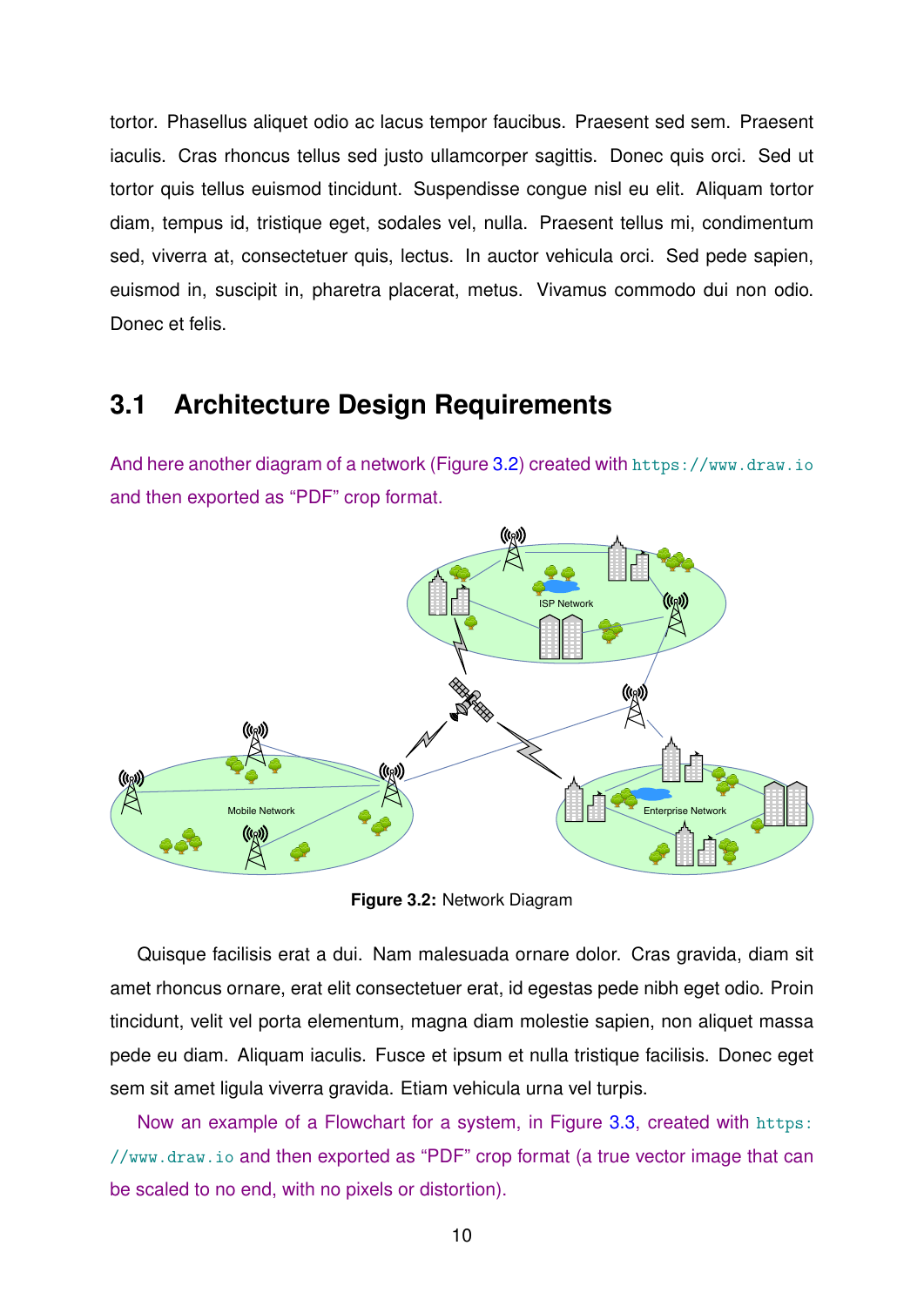tortor. Phasellus aliquet odio ac lacus tempor faucibus. Praesent sed sem. Praesent iaculis. Cras rhoncus tellus sed justo ullamcorper sagittis. Donec quis orci. Sed ut tortor quis tellus euismod tincidunt. Suspendisse congue nisl eu elit. Aliquam tortor diam, tempus id, tristique eget, sodales vel, nulla. Praesent tellus mi, condimentum sed, viverra at, consectetuer quis, lectus. In auctor vehicula orci. Sed pede sapien, euismod in, suscipit in, pharetra placerat, metus. Vivamus commodo dui non odio. Donec et felis.

## 3.1 Architecture Design Requirements

And here another diagram of a network (Figure 3.2) created with https://www.draw.io and then exported as “PDF” crop format.

**Figure 3.2:** Network Diagram

Quisque facilisis erat a dui. Nam malesuada ornare dolor. Cras gravida, diam sit amet rhoncus ornare, erat elit consectetuer erat, id egestas pede nibh eget odio. Proin tincidunt, velit vel porta elementum, magna diam molestie sapien, non aliquet massa pede eu diam. Aliquam iaculis. Fusce et ipsum et nulla tristique facilisis. Donec eget sem sit amet ligula viverra gravida. Etiam vehicula urna vel turpis.

Now an example of a Flowchart for a system, in Figure 3.3, created with https://www.draw.io and then exported as “PDF” crop format (a true vector image that can be scaled to no end, with no pixels or distortion).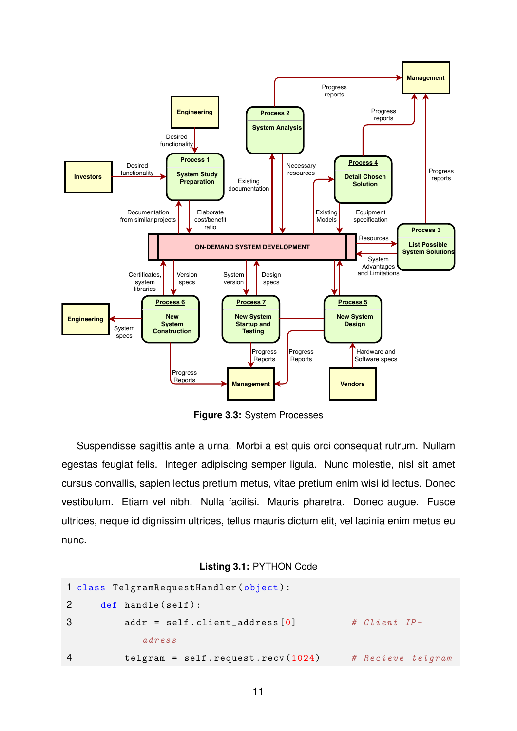**Figure 3.3:** System Processes

Suspendisse sagittis ante a urna. Morbi a est quis orci consequat rutrum. Nullam egestas feugiat felis. Integer adipiscing semper ligula. Nunc molestie, nisl sit amet cursus convallis, sapien lectus pretium metus, vitae pretium enim wisi id lectus. Donec vestibulum. Etiam vel nibh. Nulla facilisi. Mauris pharetra. Donec augue. Fusce ultrices, neque id dignissim ultrices, tellus mauris dictum elit, vel lacinia enim metus eu nunc.

**Listing 3.1:** PYTHON Code

```
1 class TelgramRequestHandler(object):
2     def handle(self):
3         addr = self.client_address[0]        # Client IP-
              adress
4         telgram = self.request.recv(1024)    # Recieve telgram
```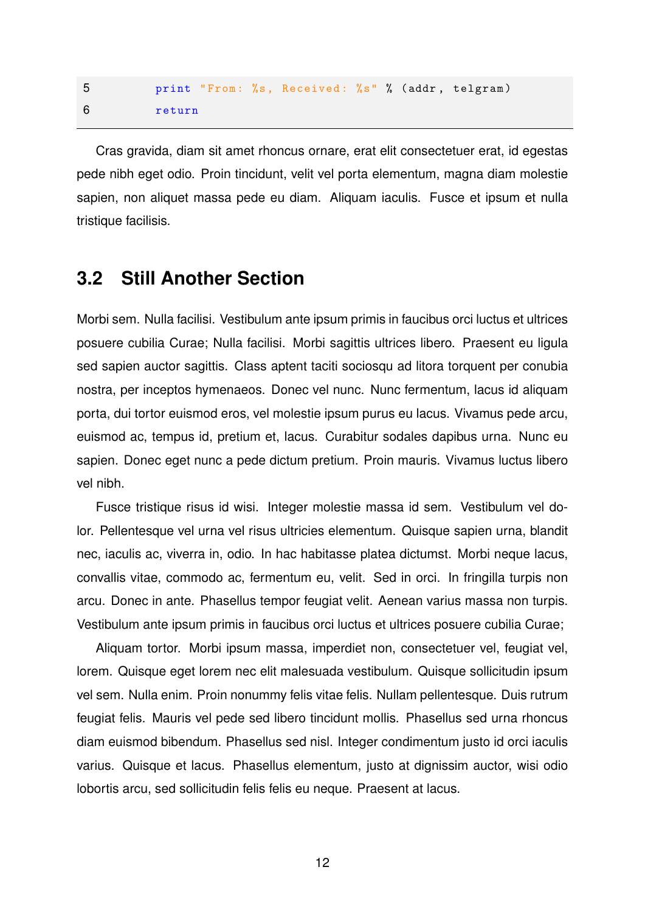```
5         print "From: %s, Received: %s" % (addr, telgram)
6         return
```

Cras gravida, diam sit amet rhoncus ornare, erat elit consectetuer erat, id egestas pede nibh eget odio. Proin tincidunt, velit vel porta elementum, magna diam molestie sapien, non aliquet massa pede eu diam. Aliquam iaculis. Fusce et ipsum et nulla tristique facilisis.

## 3.2 Still Another Section

Morbi sem. Nulla facilisi. Vestibulum ante ipsum primis in faucibus orci luctus et ultrices posuere cubilia Curae; Nulla facilisi. Morbi sagittis ultrices libero. Praesent eu ligula sed sapien auctor sagittis. Class aptent taciti sociosqu ad litora torquent per conubia nostra, per inceptos hymenaeos. Donec vel nunc. Nunc fermentum, lacus id aliquam porta, dui tortor euismod eros, vel molestie ipsum purus eu lacus. Vivamus pede arcu, euismod ac, tempus id, pretium et, lacus. Curabitur sodales dapibus urna. Nunc eu sapien. Donec eget nunc a pede dictum pretium. Proin mauris. Vivamus luctus libero vel nibh.

Fusce tristique risus id wisi. Integer molestie massa id sem. Vestibulum vel dolor. Pellentesque vel urna vel risus ultricies elementum. Quisque sapien urna, blandit nec, iaculis ac, viverra in, odio. In hac habitasse platea dictumst. Morbi neque lacus, convallis vitae, commodo ac, fermentum eu, velit. Sed in orci. In fringilla turpis non arcu. Donec in ante. Phasellus tempor feugiat velit. Aenean varius massa non turpis. Vestibulum ante ipsum primis in faucibus orci luctus et ultrices posuere cubilia Curae;

Aliquam tortor. Morbi ipsum massa, imperdiet non, consectetuer vel, feugiat vel, lorem. Quisque eget lorem nec elit malesuada vestibulum. Quisque sollicitudin ipsum vel sem. Nulla enim. Proin nonummy felis vitae felis. Nullam pellentesque. Duis rutrum feugiat felis. Mauris vel pede sed libero tincidunt mollis. Phasellus sed urna rhoncus diam euismod bibendum. Phasellus sed nisl. Integer condimentum justo id orci iaculis varius. Quisque et lacus. Phasellus elementum, justo at dignissim auctor, wisi odio lobortis arcu, sed sollicitudin felis felis eu neque. Praesent at lacus.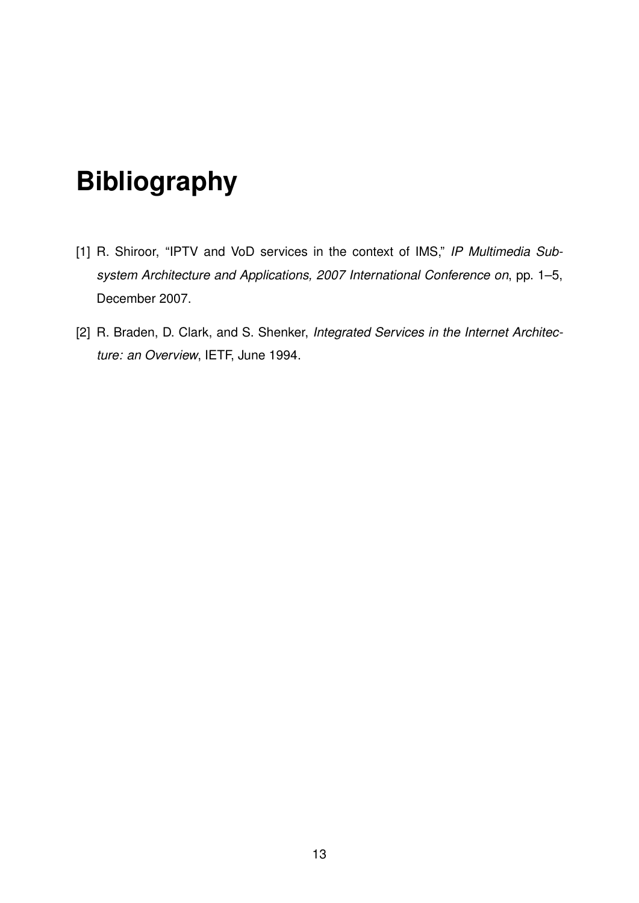# Bibliography

[1] R. Shiroor, "IPTV and VoD services in the context of IMS," *IP Multimedia Subsystem Architecture and Applications, 2007 International Conference on*, pp. 1–5, December 2007.

[2] R. Braden, D. Clark, and S. Shenker, *Integrated Services in the Internet Architecture: an Overview*, IETF, June 1994.